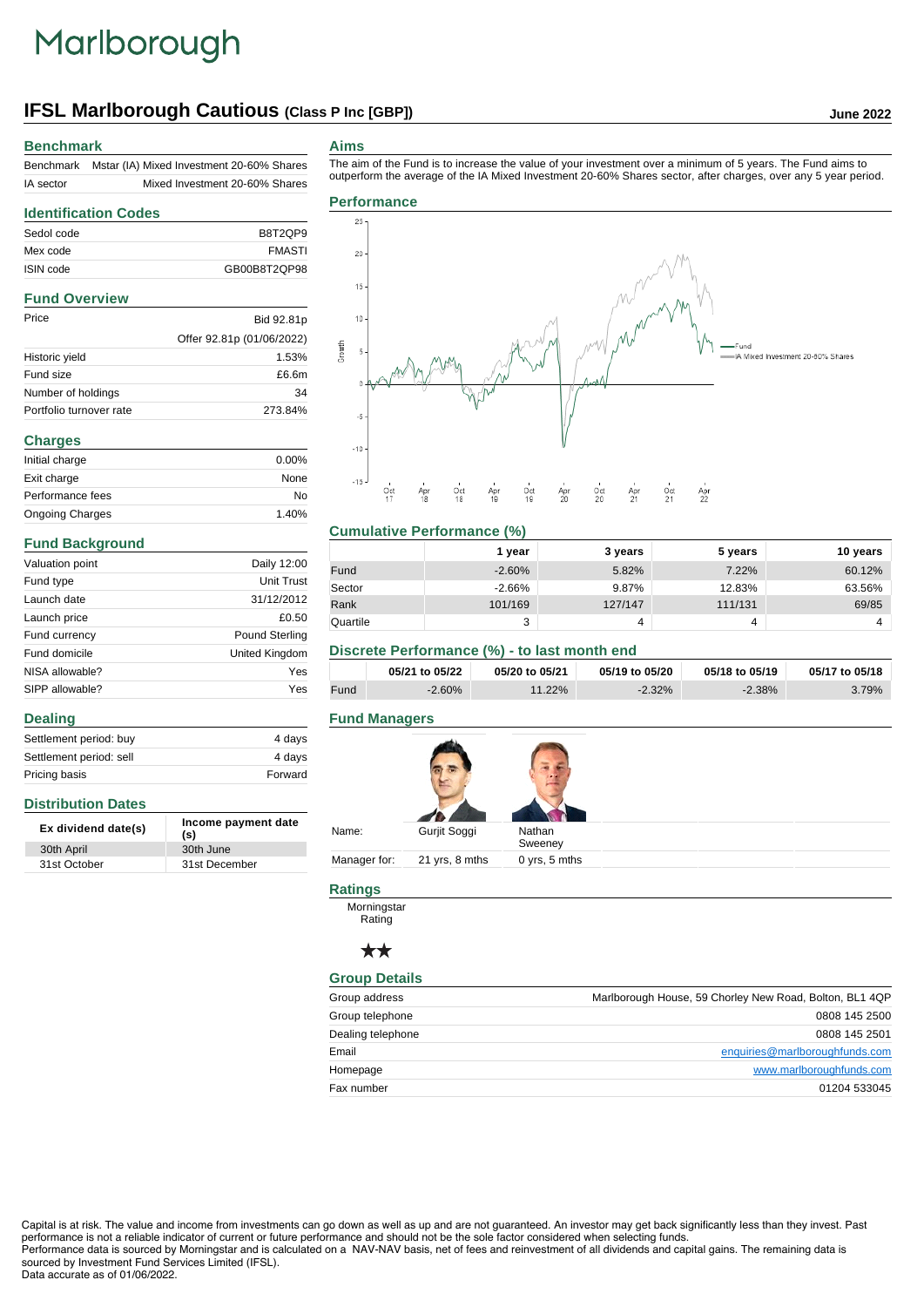Marlborough

# IFSL Marlborough Cautious (Class P Inc [GBP])

June 2022

## Benchmark

| | |
|---|---|
| Benchmark | Mstar (IA) Mixed Investment 20-60% Shares |
| IA sector | Mixed Investment 20-60% Shares |

## Identification Codes

| | |
|---|---|
| Sedol code | B8T2QP9 |
| Mex code | FMASTI |
| ISIN code | GB00B8T2QP98 |

## Fund Overview

| | |
|---|---|
| Price | Bid 92.81p |
| | Offer 92.81p (01/06/2022) |
| Historic yield | 1.53% |
| Fund size | £6.6m |
| Number of holdings | 34 |
| Portfolio turnover rate | 273.84% |

## Charges

| | |
|---|---|
| Initial charge | 0.00% |
| Exit charge | None |
| Performance fees | No |
| Ongoing Charges | 1.40% |

## Fund Background

| | |
|---|---|
| Valuation point | Daily 12:00 |
| Fund type | Unit Trust |
| Launch date | 31/12/2012 |
| Launch price | £0.50 |
| Fund currency | Pound Sterling |
| Fund domicile | United Kingdom |
| NISA allowable? | Yes |
| SIPP allowable? | Yes |

## Dealing

| | |
|---|---|
| Settlement period: buy | 4 days |
| Settlement period: sell | 4 days |
| Pricing basis | Forward |

## Distribution Dates

| Ex dividend date(s) | Income payment date (s) |
|---|---|
| 30th April | 30th June |
| 31st October | 31st December |

## Aims

The aim of the Fund is to increase the value of your investment over a minimum of 5 years. The Fund aims to outperform the average of the IA Mixed Investment 20-60% Shares sector, after charges, over any 5 year period.

## Performance

Growth

25
20
15
10
5
0
-5
-10
-15

Oct 17, Apr 18, Oct 18, Apr 19, Oct 19, Apr 20, Oct 20, Apr 21, Oct 21, Apr 22

Fund
IA Mixed Investment 20-60% Shares

## Cumulative Performance (%)

| | 1 year | 3 years | 5 years | 10 years |
|---|---|---|---|---|
| Fund | -2.60% | 5.82% | 7.22% | 60.12% |
| Sector | -2.66% | 9.87% | 12.83% | 63.56% |
| Rank | 101/169 | 127/147 | 111/131 | 69/85 |
| Quartile | 3 | 4 | 4 | 4 |

## Discrete Performance (%) - to last month end

| | 05/21 to 05/22 | 05/20 to 05/21 | 05/19 to 05/20 | 05/18 to 05/19 | 05/17 to 05/18 |
|---|---|---|---|---|---|
| Fund | -2.60% | 11.22% | -2.32% | -2.38% | 3.79% |

## Fund Managers

| | | |
|---|---|---|
| Name: | Gurjit Soggi | Nathan Sweeney |
| Manager for: | 21 yrs, 8 mths | 0 yrs, 5 mths |

## Ratings

Morningstar Rating

★★

## Group Details

| | |
|---|---|
| Group address | Marlborough House, 59 Chorley New Road, Bolton, BL1 4QP |
| Group telephone | 0808 145 2500 |
| Dealing telephone | 0808 145 2501 |
| Email | enquiries@marlboroughfunds.com |
| Homepage | www.marlboroughfunds.com |
| Fax number | 01204 533045 |

Capital is at risk. The value and income from investments can go down as well as up and are not guaranteed. An investor may get back significantly less than they invest. Past performance is not a reliable indicator of current or future performance and should not be the sole factor considered when selecting funds.
Performance data is sourced by Morningstar and is calculated on a NAV-NAV basis, net of fees and reinvestment of all dividends and capital gains. The remaining data is sourced by Investment Fund Services Limited (IFSL).
Data accurate as of 01/06/2022.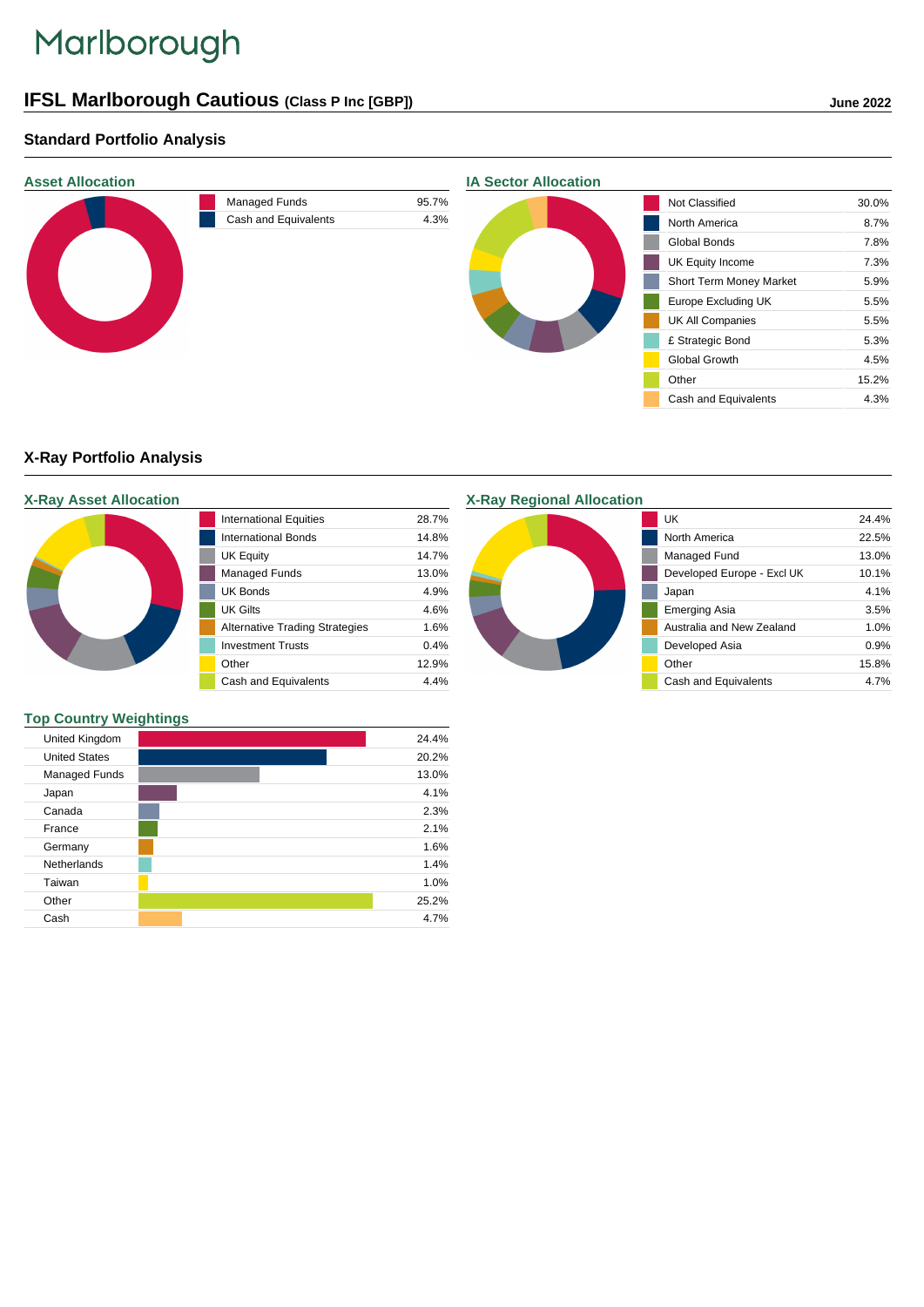Marlborough

# IFSL Marlborough Cautious (Class P Inc [GBP])

June 2022

## Standard Portfolio Analysis

### Asset Allocation

| | |
|---|---|
| Managed Funds | 95.7% |
| Cash and Equivalents | 4.3% |

### IA Sector Allocation

| | |
|---|---|
| Not Classified | 30.0% |
| North America | 8.7% |
| Global Bonds | 7.8% |
| UK Equity Income | 7.3% |
| Short Term Money Market | 5.9% |
| Europe Excluding UK | 5.5% |
| UK All Companies | 5.5% |
| £ Strategic Bond | 5.3% |
| Global Growth | 4.5% |
| Other | 15.2% |
| Cash and Equivalents | 4.3% |

## X-Ray Portfolio Analysis

### X-Ray Asset Allocation

| | |
|---|---|
| International Equities | 28.7% |
| International Bonds | 14.8% |
| UK Equity | 14.7% |
| Managed Funds | 13.0% |
| UK Bonds | 4.9% |
| UK Gilts | 4.6% |
| Alternative Trading Strategies | 1.6% |
| Investment Trusts | 0.4% |
| Other | 12.9% |
| Cash and Equivalents | 4.4% |

### X-Ray Regional Allocation

| | |
|---|---|
| UK | 24.4% |
| North America | 22.5% |
| Managed Fund | 13.0% |
| Developed Europe - Excl UK | 10.1% |
| Japan | 4.1% |
| Emerging Asia | 3.5% |
| Australia and New Zealand | 1.0% |
| Developed Asia | 0.9% |
| Other | 15.8% |
| Cash and Equivalents | 4.7% |

### Top Country Weightings

United Kingdom 24.4%
United States 20.2%
Managed Funds 13.0%
Japan 4.1%
Canada 2.3%
France 2.1%
Germany 1.6%
Netherlands 1.4%
Taiwan 1.0%
Other 25.2%
Cash 4.7%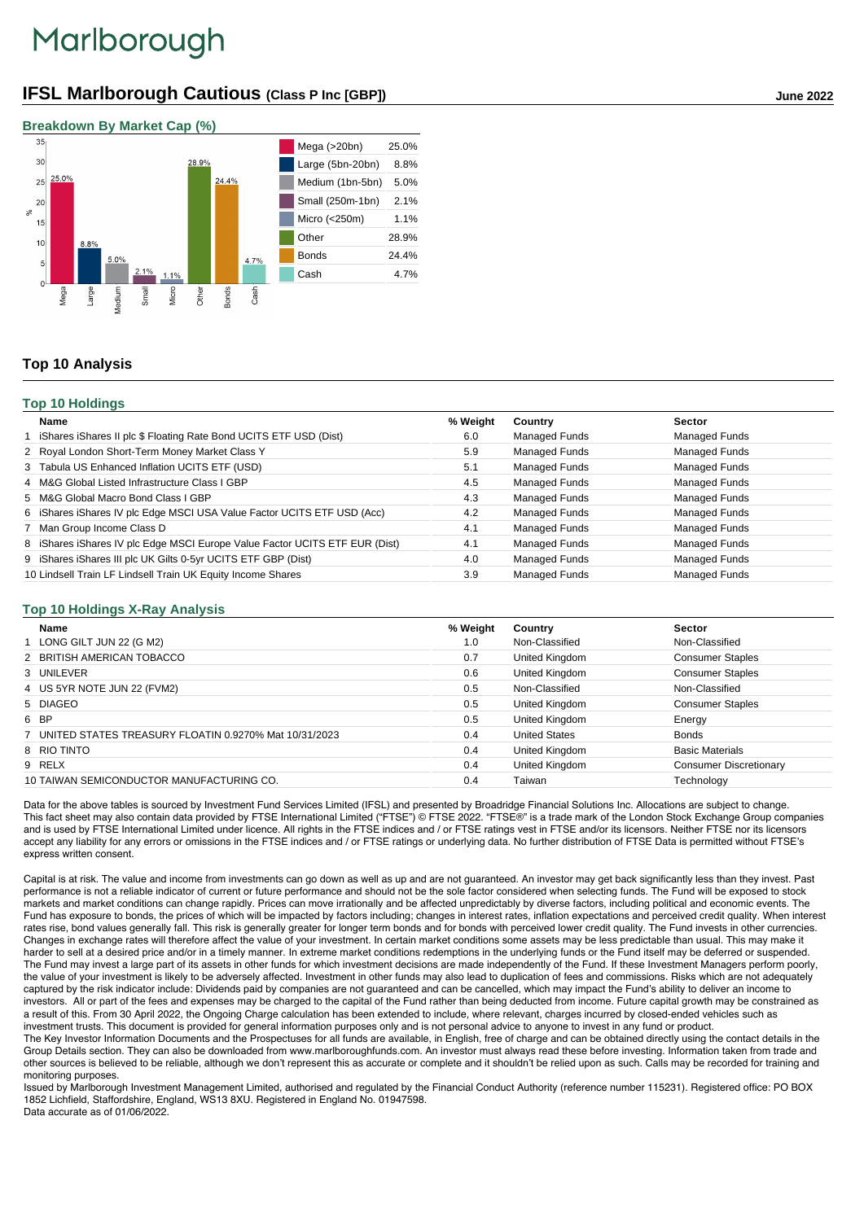Marlborough

# IFSL Marlborough Cautious (Class P Inc [GBP])

June 2022

## Breakdown By Market Cap (%)

35
30
25
20
%
15
10
5
0

25.0%
8.8%
5.0%
2.1%
1.1%
28.9%
24.4%
4.7%

Mega
Large
Medium
Small
Micro
Other
Bonds
Cash

| | |
|---|---|
| Mega (>20bn) | 25.0% |
| Large (5bn-20bn) | 8.8% |
| Medium (1bn-5bn) | 5.0% |
| Small (250m-1bn) | 2.1% |
| Micro (<250m) | 1.1% |
| Other | 28.9% |
| Bonds | 24.4% |
| Cash | 4.7% |

## Top 10 Analysis

### Top 10 Holdings

| | Name | % Weight | Country | Sector |
|---|---|---|---|---|
| 1 | iShares iShares II plc $ Floating Rate Bond UCITS ETF USD (Dist) | 6.0 | Managed Funds | Managed Funds |
| 2 | Royal London Short-Term Money Market Class Y | 5.9 | Managed Funds | Managed Funds |
| 3 | Tabula US Enhanced Inflation UCITS ETF (USD) | 5.1 | Managed Funds | Managed Funds |
| 4 | M&G Global Listed Infrastructure Class I GBP | 4.5 | Managed Funds | Managed Funds |
| 5 | M&G Global Macro Bond Class I GBP | 4.3 | Managed Funds | Managed Funds |
| 6 | iShares iShares IV plc Edge MSCI USA Value Factor UCITS ETF USD (Acc) | 4.2 | Managed Funds | Managed Funds |
| 7 | Man Group Income Class D | 4.1 | Managed Funds | Managed Funds |
| 8 | iShares iShares IV plc Edge MSCI Europe Value Factor UCITS ETF EUR (Dist) | 4.1 | Managed Funds | Managed Funds |
| 9 | iShares iShares III plc UK Gilts 0-5yr UCITS ETF GBP (Dist) | 4.0 | Managed Funds | Managed Funds |
| 10 | Lindsell Train LF Lindsell Train UK Equity Income Shares | 3.9 | Managed Funds | Managed Funds |

### Top 10 Holdings X-Ray Analysis

| | Name | % Weight | Country | Sector |
|---|---|---|---|---|
| 1 | LONG GILT JUN 22 (G M2) | 1.0 | Non-Classified | Non-Classified |
| 2 | BRITISH AMERICAN TOBACCO | 0.7 | United Kingdom | Consumer Staples |
| 3 | UNILEVER | 0.6 | United Kingdom | Consumer Staples |
| 4 | US 5YR NOTE JUN 22 (FVM2) | 0.5 | Non-Classified | Non-Classified |
| 5 | DIAGEO | 0.5 | United Kingdom | Consumer Staples |
| 6 | BP | 0.5 | United Kingdom | Energy |
| 7 | UNITED STATES TREASURY FLOATIN 0.9270% Mat 10/31/2023 | 0.4 | United States | Bonds |
| 8 | RIO TINTO | 0.4 | United Kingdom | Basic Materials |
| 9 | RELX | 0.4 | United Kingdom | Consumer Discretionary |
| 10 | TAIWAN SEMICONDUCTOR MANUFACTURING CO. | 0.4 | Taiwan | Technology |

Data for the above tables is sourced by Investment Fund Services Limited (IFSL) and presented by Broadridge Financial Solutions Inc. Allocations are subject to change. This fact sheet may also contain data provided by FTSE International Limited ("FTSE") © FTSE 2022. "FTSE®" is a trade mark of the London Stock Exchange Group companies and is used by FTSE International Limited under licence. All rights in the FTSE indices and / or FTSE ratings vest in FTSE and/or its licensors. Neither FTSE nor its licensors accept any liability for any errors or omissions in the FTSE indices and / or FTSE ratings or underlying data. No further distribution of FTSE Data is permitted without FTSE's express written consent.

Capital is at risk. The value and income from investments can go down as well as up and are not guaranteed. An investor may get back significantly less than they invest. Past performance is not a reliable indicator of current or future performance and should not be the sole factor considered when selecting funds. The Fund will be exposed to stock markets and market conditions can change rapidly. Prices can move irrationally and be affected unpredictably by diverse factors, including political and economic events. The Fund has exposure to bonds, the prices of which will be impacted by factors including; changes in interest rates, inflation expectations and perceived credit quality. When interest rates rise, bond values generally fall. This risk is generally greater for longer term bonds and for bonds with perceived lower credit quality. The Fund invests in other currencies. Changes in exchange rates will therefore affect the value of your investment. In certain market conditions some assets may be less predictable than usual. This may make it harder to sell at a desired price and/or in a timely manner. In extreme market conditions redemptions in the underlying funds or the Fund itself may be deferred or suspended. The Fund may invest a large part of its assets in other funds for which investment decisions are made independently of the Fund. If these Investment Managers perform poorly, the value of your investment is likely to be adversely affected. Investment in other funds may also lead to duplication of fees and commissions. Risks which are not adequately captured by the risk indicator include: Dividends paid by companies are not guaranteed and can be cancelled, which may impact the Fund's ability to deliver an income to investors. All or part of the fees and expenses may be charged to the capital of the Fund rather than being deducted from income. Future capital growth may be constrained as a result of this. From 30 April 2022, the Ongoing Charge calculation has been extended to include, where relevant, charges incurred by closed-ended vehicles such as investment trusts. This document is provided for general information purposes only and is not personal advice to anyone to invest in any fund or product.
The Key Investor Information Documents and the Prospectuses for all funds are available, in English, free of charge and can be obtained directly using the contact details in the Group Details section. They can also be downloaded from www.marlboroughfunds.com. An investor must always read these before investing. Information taken from trade and other sources is believed to be reliable, although we don't represent this as accurate or complete and it shouldn't be relied upon as such. Calls may be recorded for training and monitoring purposes.
Issued by Marlborough Investment Management Limited, authorised and regulated by the Financial Conduct Authority (reference number 115231). Registered office: PO BOX 1852 Lichfield, Staffordshire, England, WS13 8XU. Registered in England No. 01947598.
Data accurate as of 01/06/2022.